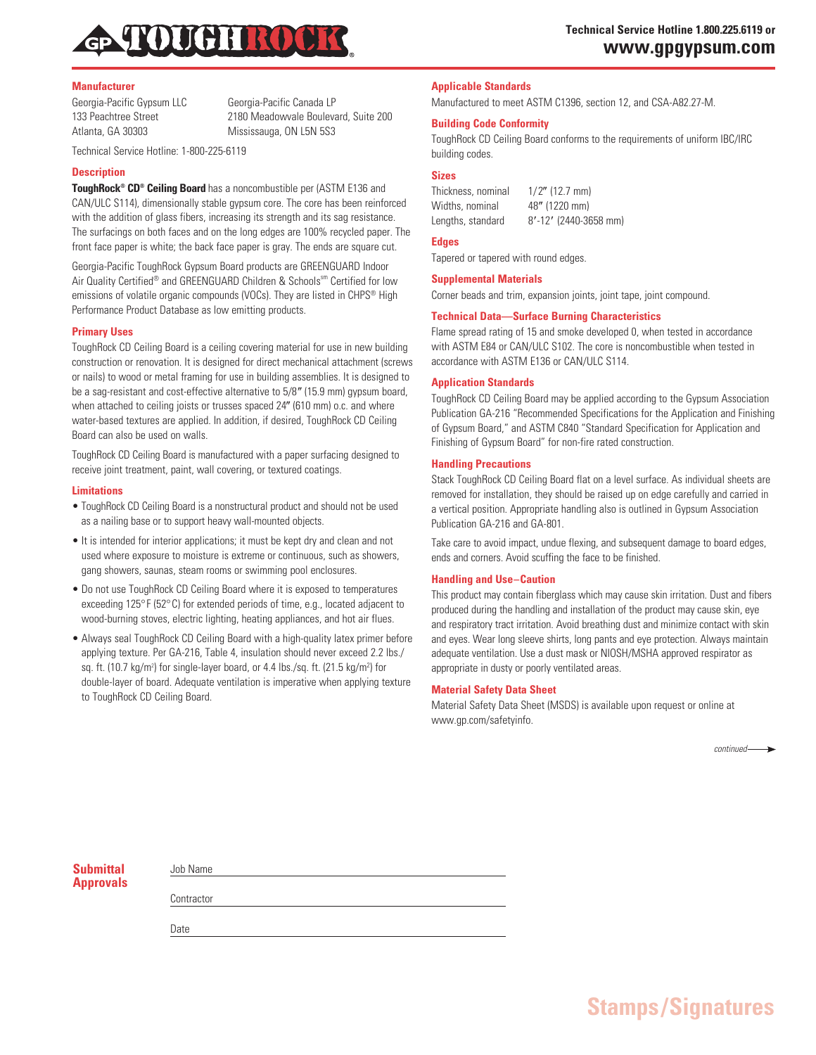# TOUGHROCK

Technical Service Hotline 1.800.225.6119 or
**www.gpgypsum.com**

## Manufacturer

Georgia-Pacific Gypsum LLC
133 Peachtree Street
Atlanta, GA 30303

Georgia-Pacific Canada LP
2180 Meadowvale Boulevard, Suite 200
Mississauga, ON L5N 5S3

Technical Service Hotline: 1-800-225-6119

## Description

**ToughRock® CD® Ceiling Board** has a noncombustible per (ASTM E136 and CAN/ULC S114), dimensionally stable gypsum core. The core has been reinforced with the addition of glass fibers, increasing its strength and its sag resistance. The surfacings on both faces and on the long edges are 100% recycled paper. The front face paper is white; the back face paper is gray. The ends are square cut.

Georgia-Pacific ToughRock Gypsum Board products are GREENGUARD Indoor Air Quality Certified® and GREENGUARD Children & Schools℠ Certified for low emissions of volatile organic compounds (VOCs). They are listed in CHPS® High Performance Product Database as low emitting products.

## Primary Uses

ToughRock CD Ceiling Board is a ceiling covering material for use in new building construction or renovation. It is designed for direct mechanical attachment (screws or nails) to wood or metal framing for use in building assemblies. It is designed to be a sag-resistant and cost-effective alternative to 5/8″ (15.9 mm) gypsum board, when attached to ceiling joists or trusses spaced 24″ (610 mm) o.c. and where water-based textures are applied. In addition, if desired, ToughRock CD Ceiling Board can also be used on walls.

ToughRock CD Ceiling Board is manufactured with a paper surfacing designed to receive joint treatment, paint, wall covering, or textured coatings.

## Limitations

- ToughRock CD Ceiling Board is a nonstructural product and should not be used as a nailing base or to support heavy wall-mounted objects.
- It is intended for interior applications; it must be kept dry and clean and not used where exposure to moisture is extreme or continuous, such as showers, gang showers, saunas, steam rooms or swimming pool enclosures.
- Do not use ToughRock CD Ceiling Board where it is exposed to temperatures exceeding 125°F (52°C) for extended periods of time, e.g., located adjacent to wood-burning stoves, electric lighting, heating appliances, and hot air flues.
- Always seal ToughRock CD Ceiling Board with a high-quality latex primer before applying texture. Per GA-216, Table 4, insulation should never exceed 2.2 lbs./sq. ft. (10.7 kg/m²) for single-layer board, or 4.4 lbs./sq. ft. (21.5 kg/m²) for double-layer of board. Adequate ventilation is imperative when applying texture to ToughRock CD Ceiling Board.

## Applicable Standards

Manufactured to meet ASTM C1396, section 12, and CSA-A82.27-M.

## Building Code Conformity

ToughRock CD Ceiling Board conforms to the requirements of uniform IBC/IRC building codes.

## Sizes

| | |
|---|---|
| Thickness, nominal | 1/2″ (12.7 mm) |
| Widths, nominal | 48″ (1220 mm) |
| Lengths, standard | 8′-12′ (2440-3658 mm) |

## Edges

Tapered or tapered with round edges.

## Supplemental Materials

Corner beads and trim, expansion joints, joint tape, joint compound.

## Technical Data—Surface Burning Characteristics

Flame spread rating of 15 and smoke developed 0, when tested in accordance with ASTM E84 or CAN/ULC S102. The core is noncombustible when tested in accordance with ASTM E136 or CAN/ULC S114.

## Application Standards

ToughRock CD Ceiling Board may be applied according to the Gypsum Association Publication GA-216 "Recommended Specifications for the Application and Finishing of Gypsum Board," and ASTM C840 "Standard Specification for Application and Finishing of Gypsum Board" for non-fire rated construction.

## Handling Precautions

Stack ToughRock CD Ceiling Board flat on a level surface. As individual sheets are removed for installation, they should be raised up on edge carefully and carried in a vertical position. Appropriate handling also is outlined in Gypsum Association Publication GA-216 and GA-801.

Take care to avoid impact, undue flexing, and subsequent damage to board edges, ends and corners. Avoid scuffing the face to be finished.

## Handling and Use–Caution

This product may contain fiberglass which may cause skin irritation. Dust and fibers produced during the handling and installation of the product may cause skin, eye and respiratory tract irritation. Avoid breathing dust and minimize contact with skin and eyes. Wear long sleeve shirts, long pants and eye protection. Always maintain adequate ventilation. Use a dust mask or NIOSH/MSHA approved respirator as appropriate in dusty or poorly ventilated areas.

## Material Safety Data Sheet

Material Safety Data Sheet (MSDS) is available upon request or online at www.gp.com/safetyinfo.

*continued*

## Submittal Approvals

Job Name ______________________

Contractor ______________________

Date ______________________

## Stamps/Signatures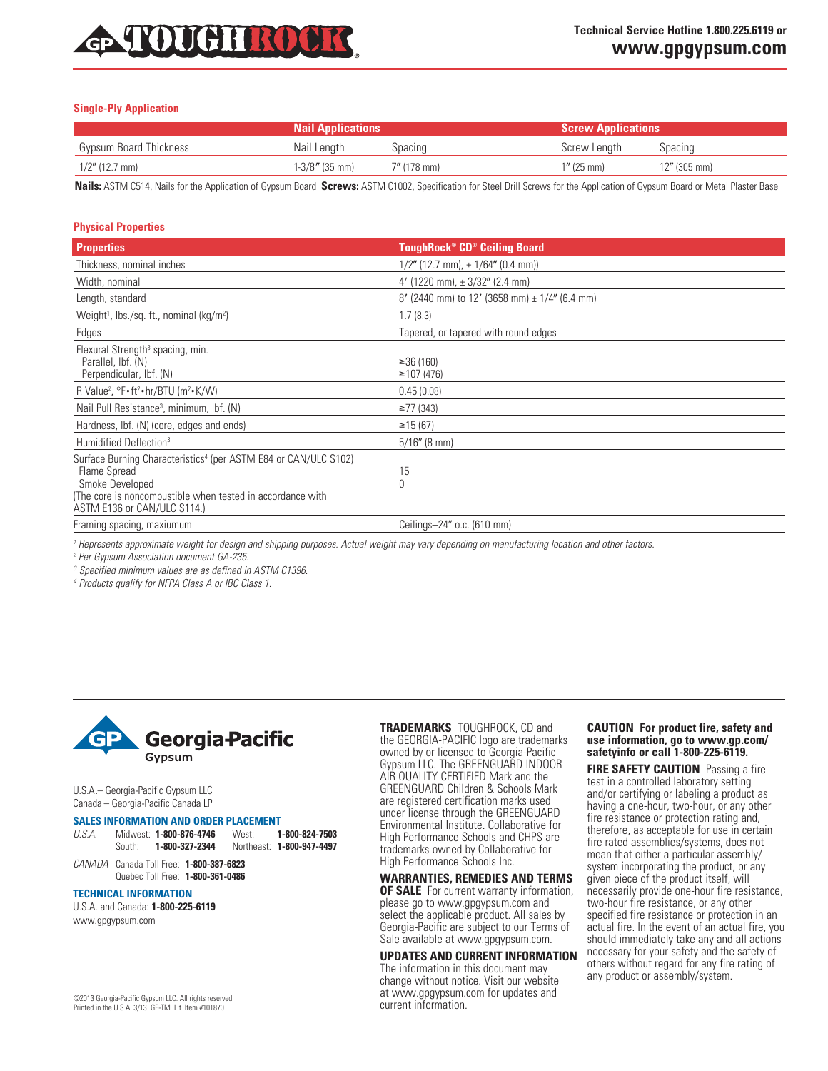### Single-Ply Application

| | Nail Applications | | Screw Applications | |
|---|---|---|---|---|
| Gypsum Board Thickness | Nail Length | Spacing | Screw Length | Spacing |
| 1/2″ (12.7 mm) | 1-3/8″ (35 mm) | 7″ (178 mm) | 1″ (25 mm) | 12″ (305 mm) |

**Nails:** ASTM C514, Nails for the Application of Gypsum Board **Screws:** ASTM C1002, Specification for Steel Drill Screws for the Application of Gypsum Board or Metal Plaster Base

### Physical Properties

| Properties | ToughRock® CD® Ceiling Board |
|---|---|
| Thickness, nominal inches | 1/2″ (12.7 mm), ± 1/64″ (0.4 mm)) |
| Width, nominal | 4′ (1220 mm), ± 3/32″ (2.4 mm) |
| Length, standard | 8′ (2440 mm) to 12′ (3658 mm) ± 1/4″ (6.4 mm) |
| Weight[1], lbs./sq. ft., nominal (kg/m²) | 1.7 (8.3) |
| Edges | Tapered, or tapered with round edges |
| Flexural Strength[3] spacing, min.<br>Parallel, lbf. (N)<br>Perpendicular, lbf. (N) | <br>≥36 (160)<br>≥107 (476) |
| R Value[2], °F•ft²•hr/BTU (m²•K/W) | 0.45 (0.08) |
| Nail Pull Resistance[3], minimum, lbf. (N) | ≥77 (343) |
| Hardness, lbf. (N) (core, edges and ends) | ≥15 (67) |
| Humidified Deflection[3] | 5/16″ (8 mm) |
| Surface Burning Characteristics[4] (per ASTM E84 or CAN/ULC S102)<br>Flame Spread<br>Smoke Developed<br>(The core is noncombustible when tested in accordance with ASTM E136 or CAN/ULC S114.) | <br>15<br>0 |
| Framing spacing, maxiumum | Ceilings–24″ o.c. (610 mm) |

*[1] Represents approximate weight for design and shipping purposes. Actual weight may vary depending on manufacturing location and other factors.*
*[2] Per Gypsum Association document GA-235.*
*[3] Specified minimum values are as defined in ASTM C1396.*
*[4] Products qualify for NFPA Class A or IBC Class 1.*

**Georgia-Pacific Gypsum**

U.S.A.– Georgia-Pacific Gypsum LLC
Canada – Georgia-Pacific Canada LP

**SALES INFORMATION AND ORDER PLACEMENT**

*U.S.A.* Midwest: **1-800-876-4746** West: **1-800-824-7503**
South: **1-800-327-2344** Northeast: **1-800-947-4497**

*CANADA* Canada Toll Free: **1-800-387-6823**
Quebec Toll Free: **1-800-361-0486**

**TECHNICAL INFORMATION**

U.S.A. and Canada: **1-800-225-6119**
www.gpgypsum.com

©2013 Georgia-Pacific Gypsum LLC. All rights reserved.
Printed in the U.S.A. 3/13 GP-TM Lit. Item #101870.

**TRADEMARKS** TOUGHROCK, CD and the GEORGIA-PACIFIC logo are trademarks owned by or licensed to Georgia-Pacific Gypsum LLC. The GREENGUARD INDOOR AIR QUALITY CERTIFIED Mark and the GREENGUARD Children & Schools Mark are registered certification marks used under license through the GREENGUARD Environmental Institute. Collaborative for High Performance Schools and CHPS are trademarks owned by Collaborative for High Performance Schools Inc.

**WARRANTIES, REMEDIES AND TERMS OF SALE** For current warranty information, please go to www.gpgypsum.com and select the applicable product. All sales by Georgia-Pacific are subject to our Terms of Sale available at www.gpgypsum.com.

**UPDATES AND CURRENT INFORMATION** The information in this document may change without notice. Visit our website at www.gpgypsum.com for updates and current information.

**CAUTION For product fire, safety and use information, go to www.gp.com/safetyinfo or call 1-800-225-6119.**

**FIRE SAFETY CAUTION** Passing a fire test in a controlled laboratory setting and/or certifying or labeling a product as having a one-hour, two-hour, or any other fire resistance or protection rating and, therefore, as acceptable for use in certain fire rated assemblies/systems, does not mean that either a particular assembly/system incorporating the product, or any given piece of the product itself, will necessarily provide one-hour fire resistance, two-hour fire resistance, or any other specified fire resistance or protection in an actual fire. In the event of an actual fire, you should immediately take any and all actions necessary for your safety and the safety of others without regard for any fire rating of any product or assembly/system.